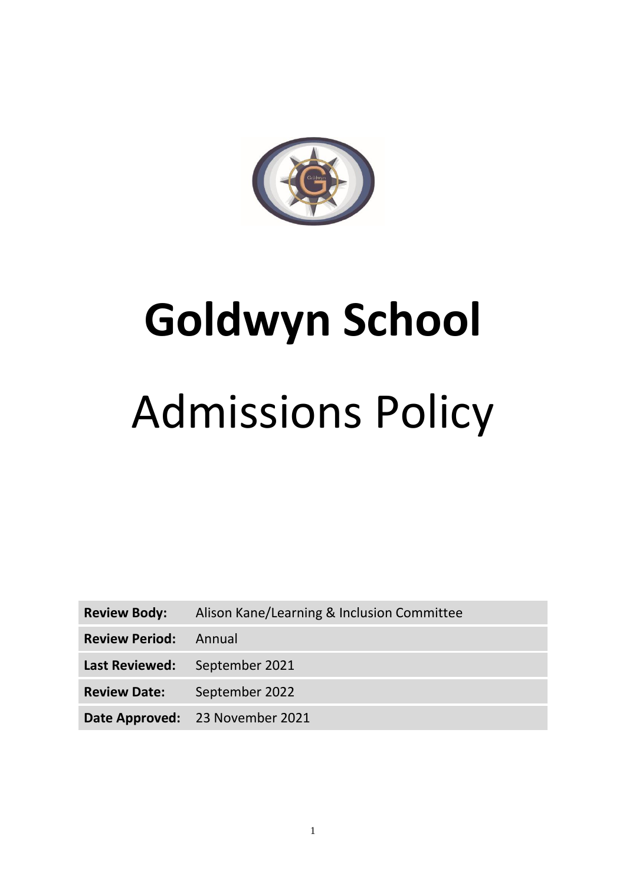# Goldwyn School

# Admissions Policy

| | |
|---|---|
| **Review Body:** | Alison Kane/Learning & Inclusion Committee |
| **Review Period:** | Annual |
| **Last Reviewed:** | September 2021 |
| **Review Date:** | September 2022 |
| **Date Approved:** | 23 November 2021 |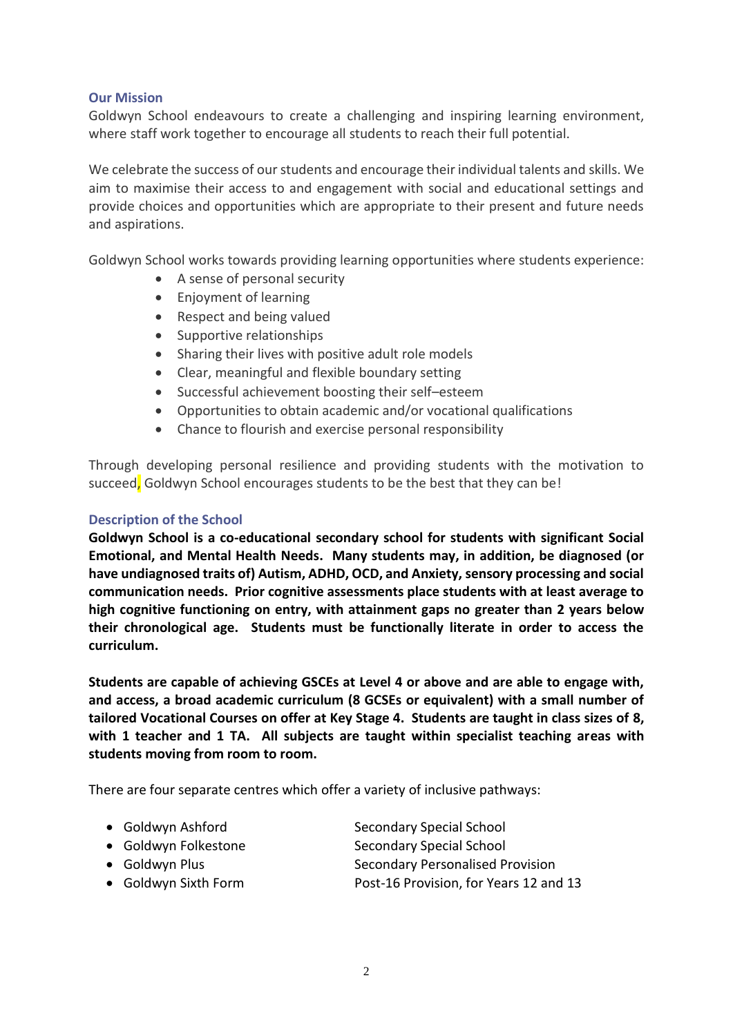## Our Mission

Goldwyn School endeavours to create a challenging and inspiring learning environment, where staff work together to encourage all students to reach their full potential.

We celebrate the success of our students and encourage their individual talents and skills. We aim to maximise their access to and engagement with social and educational settings and provide choices and opportunities which are appropriate to their present and future needs and aspirations.

Goldwyn School works towards providing learning opportunities where students experience:

- A sense of personal security
- Enjoyment of learning
- Respect and being valued
- Supportive relationships
- Sharing their lives with positive adult role models
- Clear, meaningful and flexible boundary setting
- Successful achievement boosting their self–esteem
- Opportunities to obtain academic and/or vocational qualifications
- Chance to flourish and exercise personal responsibility

Through developing personal resilience and providing students with the motivation to succeed, Goldwyn School encourages students to be the best that they can be!

## Description of the School

**Goldwyn School is a co-educational secondary school for students with significant Social Emotional, and Mental Health Needs. Many students may, in addition, be diagnosed (or have undiagnosed traits of) Autism, ADHD, OCD, and Anxiety, sensory processing and social communication needs. Prior cognitive assessments place students with at least average to high cognitive functioning on entry, with attainment gaps no greater than 2 years below their chronological age. Students must be functionally literate in order to access the curriculum.**

**Students are capable of achieving GSCEs at Level 4 or above and are able to engage with, and access, a broad academic curriculum (8 GCSEs or equivalent) with a small number of tailored Vocational Courses on offer at Key Stage 4. Students are taught in class sizes of 8, with 1 teacher and 1 TA. All subjects are taught within specialist teaching areas with students moving from room to room.**

There are four separate centres which offer a variety of inclusive pathways:

- Goldwyn Ashford — Secondary Special School
- Goldwyn Folkestone — Secondary Special School
- Goldwyn Plus — Secondary Personalised Provision
- Goldwyn Sixth Form — Post-16 Provision, for Years 12 and 13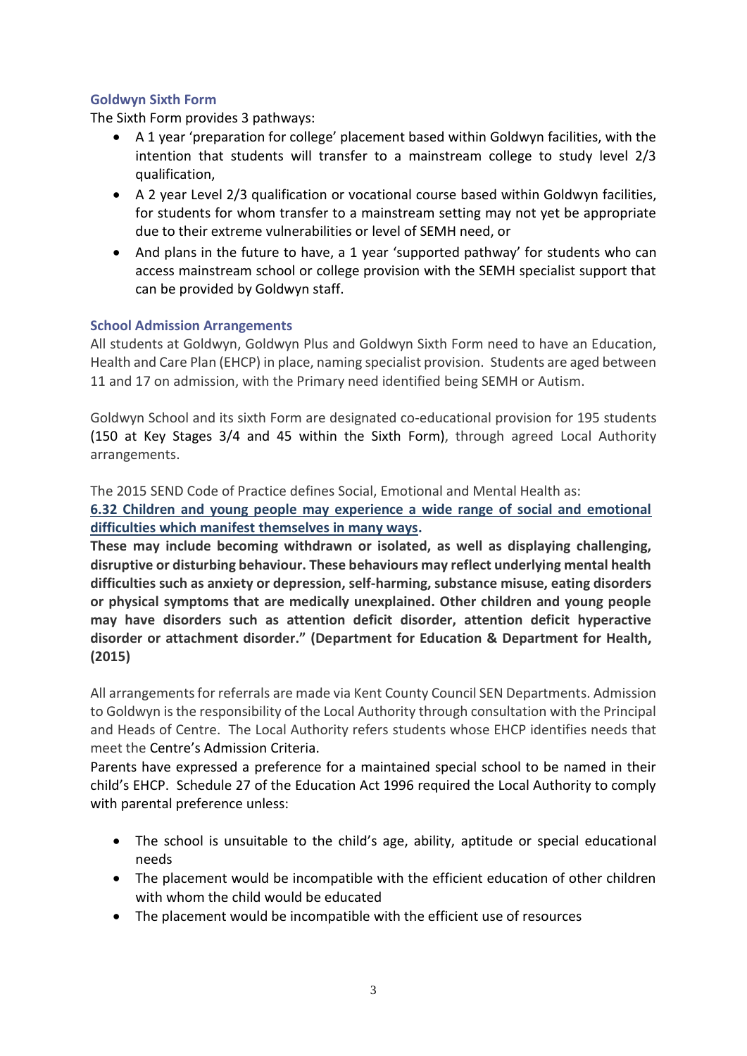## Goldwyn Sixth Form

The Sixth Form provides 3 pathways:

- A 1 year 'preparation for college' placement based within Goldwyn facilities, with the intention that students will transfer to a mainstream college to study level 2/3 qualification,
- A 2 year Level 2/3 qualification or vocational course based within Goldwyn facilities, for students for whom transfer to a mainstream setting may not yet be appropriate due to their extreme vulnerabilities or level of SEMH need, or
- And plans in the future to have, a 1 year 'supported pathway' for students who can access mainstream school or college provision with the SEMH specialist support that can be provided by Goldwyn staff.

## School Admission Arrangements

All students at Goldwyn, Goldwyn Plus and Goldwyn Sixth Form need to have an Education, Health and Care Plan (EHCP) in place, naming specialist provision. Students are aged between 11 and 17 on admission, with the Primary need identified being SEMH or Autism.

Goldwyn School and its sixth Form are designated co-educational provision for 195 students (150 at Key Stages 3/4 and 45 within the Sixth Form), through agreed Local Authority arrangements.

The 2015 SEND Code of Practice defines Social, Emotional and Mental Health as:

**6.32 Children and young people may experience a wide range of social and emotional difficulties which manifest themselves in many ways.**

**These may include becoming withdrawn or isolated, as well as displaying challenging, disruptive or disturbing behaviour. These behaviours may reflect underlying mental health difficulties such as anxiety or depression, self-harming, substance misuse, eating disorders or physical symptoms that are medically unexplained. Other children and young people may have disorders such as attention deficit disorder, attention deficit hyperactive disorder or attachment disorder." (Department for Education & Department for Health, (2015)**

All arrangements for referrals are made via Kent County Council SEN Departments. Admission to Goldwyn is the responsibility of the Local Authority through consultation with the Principal and Heads of Centre. The Local Authority refers students whose EHCP identifies needs that meet the Centre's Admission Criteria.

Parents have expressed a preference for a maintained special school to be named in their child's EHCP. Schedule 27 of the Education Act 1996 required the Local Authority to comply with parental preference unless:

- The school is unsuitable to the child's age, ability, aptitude or special educational needs
- The placement would be incompatible with the efficient education of other children with whom the child would be educated
- The placement would be incompatible with the efficient use of resources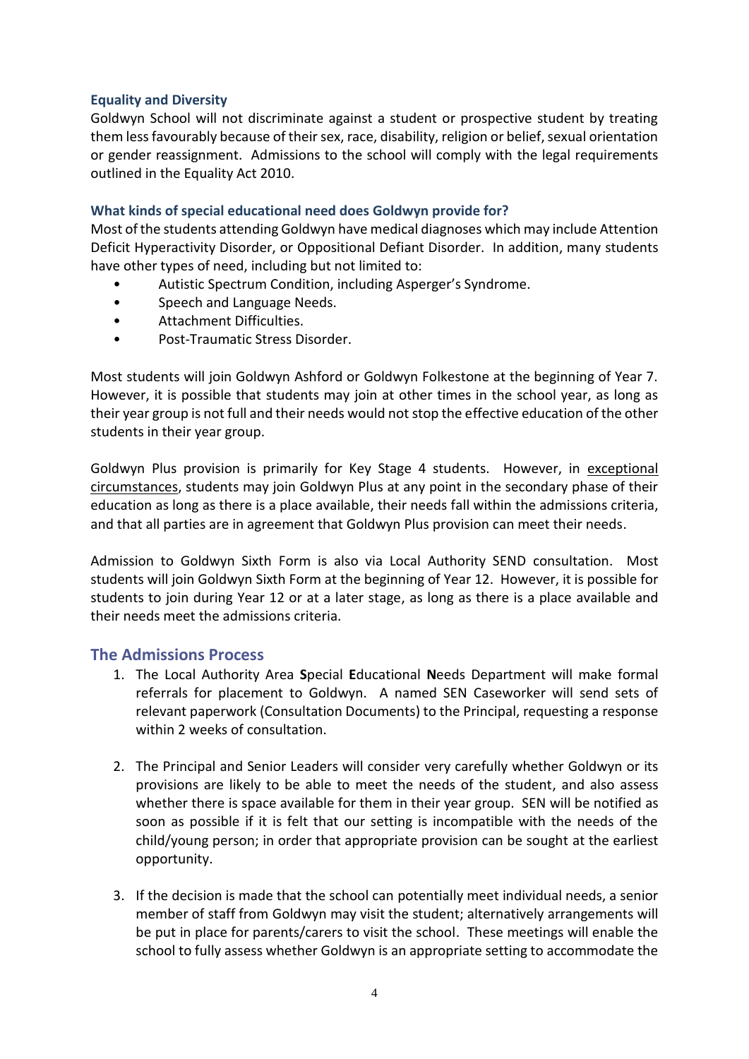### Equality and Diversity

Goldwyn School will not discriminate against a student or prospective student by treating them less favourably because of their sex, race, disability, religion or belief, sexual orientation or gender reassignment. Admissions to the school will comply with the legal requirements outlined in the Equality Act 2010.

### What kinds of special educational need does Goldwyn provide for?

Most of the students attending Goldwyn have medical diagnoses which may include Attention Deficit Hyperactivity Disorder, or Oppositional Defiant Disorder. In addition, many students have other types of need, including but not limited to:

- Autistic Spectrum Condition, including Asperger's Syndrome.
- Speech and Language Needs.
- Attachment Difficulties.
- Post-Traumatic Stress Disorder.

Most students will join Goldwyn Ashford or Goldwyn Folkestone at the beginning of Year 7. However, it is possible that students may join at other times in the school year, as long as their year group is not full and their needs would not stop the effective education of the other students in their year group.

Goldwyn Plus provision is primarily for Key Stage 4 students. However, in exceptional circumstances, students may join Goldwyn Plus at any point in the secondary phase of their education as long as there is a place available, their needs fall within the admissions criteria, and that all parties are in agreement that Goldwyn Plus provision can meet their needs.

Admission to Goldwyn Sixth Form is also via Local Authority SEND consultation. Most students will join Goldwyn Sixth Form at the beginning of Year 12. However, it is possible for students to join during Year 12 or at a later stage, as long as there is a place available and their needs meet the admissions criteria.

## The Admissions Process

1. The Local Authority Area **S**pecial **E**ducational **N**eeds Department will make formal referrals for placement to Goldwyn. A named SEN Caseworker will send sets of relevant paperwork (Consultation Documents) to the Principal, requesting a response within 2 weeks of consultation.

2. The Principal and Senior Leaders will consider very carefully whether Goldwyn or its provisions are likely to be able to meet the needs of the student, and also assess whether there is space available for them in their year group. SEN will be notified as soon as possible if it is felt that our setting is incompatible with the needs of the child/young person; in order that appropriate provision can be sought at the earliest opportunity.

3. If the decision is made that the school can potentially meet individual needs, a senior member of staff from Goldwyn may visit the student; alternatively arrangements will be put in place for parents/carers to visit the school. These meetings will enable the school to fully assess whether Goldwyn is an appropriate setting to accommodate the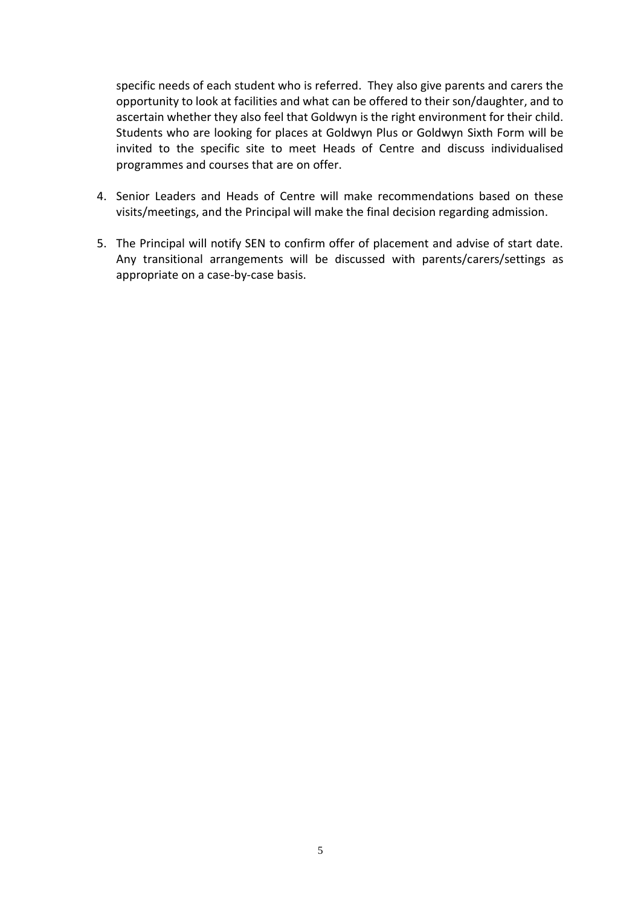specific needs of each student who is referred. They also give parents and carers the opportunity to look at facilities and what can be offered to their son/daughter, and to ascertain whether they also feel that Goldwyn is the right environment for their child. Students who are looking for places at Goldwyn Plus or Goldwyn Sixth Form will be invited to the specific site to meet Heads of Centre and discuss individualised programmes and courses that are on offer.

4. Senior Leaders and Heads of Centre will make recommendations based on these visits/meetings, and the Principal will make the final decision regarding admission.

5. The Principal will notify SEN to confirm offer of placement and advise of start date. Any transitional arrangements will be discussed with parents/carers/settings as appropriate on a case-by-case basis.